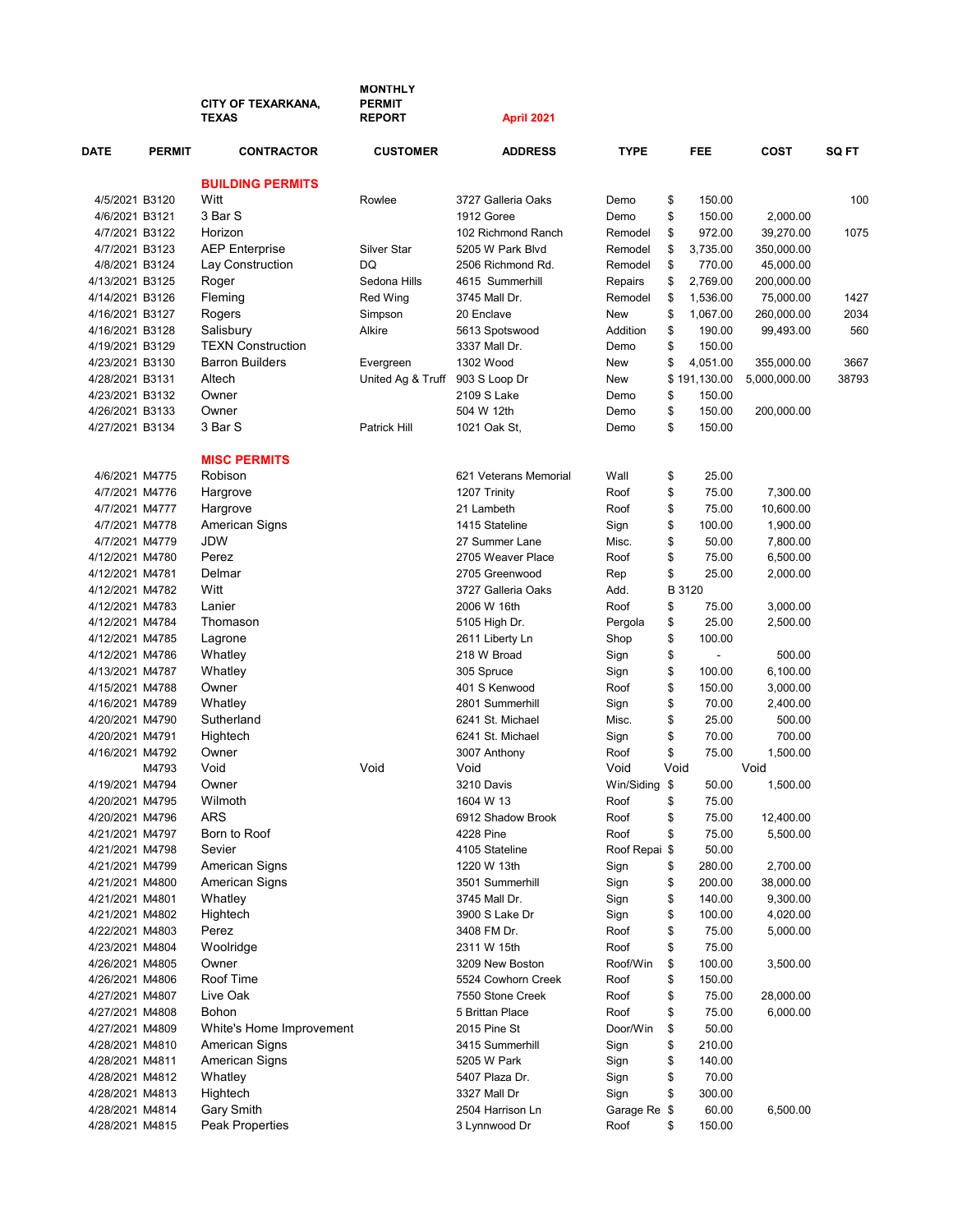**CITY OF TEXARKANA, TEXAS** | **MONTHLY PERMIT REPORT** | **April 2021**

| DATE | PERMIT | CONTRACTOR | CUSTOMER | ADDRESS | TYPE | FEE | COST | SQ FT |
|---|---|---|---|---|---|---|---|---|
| | | **BUILDING PERMITS** | | | | | | |
| 4/5/2021 | B3120 | Witt | Rowlee | 3727 Galleria Oaks | Demo | $ 150.00 | | 100 |
| 4/6/2021 | B3121 | 3 Bar S | | 1912 Goree | Demo | $ 150.00 | 2,000.00 | |
| 4/7/2021 | B3122 | Horizon | | 102 Richmond Ranch | Remodel | $ 972.00 | 39,270.00 | 1075 |
| 4/7/2021 | B3123 | AEP Enterprise | Silver Star | 5205 W Park Blvd | Remodel | $ 3,735.00 | 350,000.00 | |
| 4/8/2021 | B3124 | Lay Construction | DQ | 2506 Richmond Rd. | Remodel | $ 770.00 | 45,000.00 | |
| 4/13/2021 | B3125 | Roger | Sedona Hills | 4615 Summerhill | Repairs | $ 2,769.00 | 200,000.00 | |
| 4/14/2021 | B3126 | Fleming | Red Wing | 3745 Mall Dr. | Remodel | $ 1,536.00 | 75,000.00 | 1427 |
| 4/16/2021 | B3127 | Rogers | Simpson | 20 Enclave | New | $ 1,067.00 | 260,000.00 | 2034 |
| 4/16/2021 | B3128 | Salisbury | Alkire | 5613 Spotswood | Addition | $ 190.00 | 99,493.00 | 560 |
| 4/19/2021 | B3129 | TEXN Construction | | 3337 Mall Dr. | Demo | $ 150.00 | | |
| 4/23/2021 | B3130 | Barron Builders | Evergreen | 1302 Wood | New | $ 4,051.00 | 355,000.00 | 3667 |
| 4/28/2021 | B3131 | Altech | United Ag & Truff | 903 S Loop Dr | New | $ 191,130.00 | 5,000,000.00 | 38793 |
| 4/23/2021 | B3132 | Owner | | 2109 S Lake | Demo | $ 150.00 | | |
| 4/26/2021 | B3133 | Owner | | 504 W 12th | Demo | $ 150.00 | 200,000.00 | |
| 4/27/2021 | B3134 | 3 Bar S | Patrick Hill | 1021 Oak St, | Demo | $ 150.00 | | |
| | | **MISC PERMITS** | | | | | | |
| 4/6/2021 | M4775 | Robison | | 621 Veterans Memorial | Wall | $ 25.00 | | |
| 4/7/2021 | M4776 | Hargrove | | 1207 Trinity | Roof | $ 75.00 | 7,300.00 | |
| 4/7/2021 | M4777 | Hargrove | | 21 Lambeth | Roof | $ 75.00 | 10,600.00 | |
| 4/7/2021 | M4778 | American Signs | | 1415 Stateline | Sign | $ 100.00 | 1,900.00 | |
| 4/7/2021 | M4779 | JDW | | 27 Summer Lane | Misc. | $ 50.00 | 7,800.00 | |
| 4/12/2021 | M4780 | Perez | | 2705 Weaver Place | Roof | $ 75.00 | 6,500.00 | |
| 4/12/2021 | M4781 | Delmar | | 2705 Greenwood | Rep | $ 25.00 | 2,000.00 | |
| 4/12/2021 | M4782 | Witt | | 3727 Galleria Oaks | Add. | B 3120 | | |
| 4/12/2021 | M4783 | Lanier | | 2006 W 16th | Roof | $ 75.00 | 3,000.00 | |
| 4/12/2021 | M4784 | Thomason | | 5105 High Dr. | Pergola | $ 25.00 | 2,500.00 | |
| 4/12/2021 | M4785 | Lagrone | | 2611 Liberty Ln | Shop | $ 100.00 | | |
| 4/12/2021 | M4786 | Whatley | | 218 W Broad | Sign | $ - | 500.00 | |
| 4/13/2021 | M4787 | Whatley | | 305 Spruce | Sign | $ 100.00 | 6,100.00 | |
| 4/15/2021 | M4788 | Owner | | 401 S Kenwood | Roof | $ 150.00 | 3,000.00 | |
| 4/16/2021 | M4789 | Whatley | | 2801 Summerhill | Sign | $ 70.00 | 2,400.00 | |
| 4/20/2021 | M4790 | Sutherland | | 6241 St. Michael | Misc. | $ 25.00 | 500.00 | |
| 4/20/2021 | M4791 | Hightech | | 6241 St. Michael | Sign | $ 70.00 | 700.00 | |
| 4/16/2021 | M4792 | Owner | | 3007 Anthony | Roof | $ 75.00 | 1,500.00 | |
| | M4793 | Void | Void | Void | Void | Void | Void | |
| 4/19/2021 | M4794 | Owner | | 3210 Davis | Win/Siding | $ 50.00 | 1,500.00 | |
| 4/20/2021 | M4795 | Wilmoth | | 1604 W 13 | Roof | $ 75.00 | | |
| 4/20/2021 | M4796 | ARS | | 6912 Shadow Brook | Roof | $ 75.00 | 12,400.00 | |
| 4/21/2021 | M4797 | Born to Roof | | 4228 Pine | Roof | $ 75.00 | 5,500.00 | |
| 4/21/2021 | M4798 | Sevier | | 4105 Stateline | Roof Repai | $ 50.00 | | |
| 4/21/2021 | M4799 | American Signs | | 1220 W 13th | Sign | $ 280.00 | 2,700.00 | |
| 4/21/2021 | M4800 | American Signs | | 3501 Summerhill | Sign | $ 200.00 | 38,000.00 | |
| 4/21/2021 | M4801 | Whatley | | 3745 Mall Dr. | Sign | $ 140.00 | 9,300.00 | |
| 4/21/2021 | M4802 | Hightech | | 3900 S Lake Dr | Sign | $ 100.00 | 4,020.00 | |
| 4/22/2021 | M4803 | Perez | | 3408 FM Dr. | Roof | $ 75.00 | 5,000.00 | |
| 4/23/2021 | M4804 | Woolridge | | 2311 W 15th | Roof | $ 75.00 | | |
| 4/26/2021 | M4805 | Owner | | 3209 New Boston | Roof/Win | $ 100.00 | 3,500.00 | |
| 4/26/2021 | M4806 | Roof Time | | 5524 Cowhorn Creek | Roof | $ 150.00 | | |
| 4/27/2021 | M4807 | Live Oak | | 7550 Stone Creek | Roof | $ 75.00 | 28,000.00 | |
| 4/27/2021 | M4808 | Bohon | | 5 Brittan Place | Roof | $ 75.00 | 6,000.00 | |
| 4/27/2021 | M4809 | White's Home Improvement | | 2015 Pine St | Door/Win | $ 50.00 | | |
| 4/28/2021 | M4810 | American Signs | | 3415 Summerhill | Sign | $ 210.00 | | |
| 4/28/2021 | M4811 | American Signs | | 5205 W Park | Sign | $ 140.00 | | |
| 4/28/2021 | M4812 | Whatley | | 5407 Plaza Dr. | Sign | $ 70.00 | | |
| 4/28/2021 | M4813 | Hightech | | 3327 Mall Dr | Sign | $ 300.00 | | |
| 4/28/2021 | M4814 | Gary Smith | | 2504 Harrison Ln | Garage Re | $ 60.00 | 6,500.00 | |
| 4/28/2021 | M4815 | Peak Properties | | 3 Lynnwood Dr | Roof | $ 150.00 | | |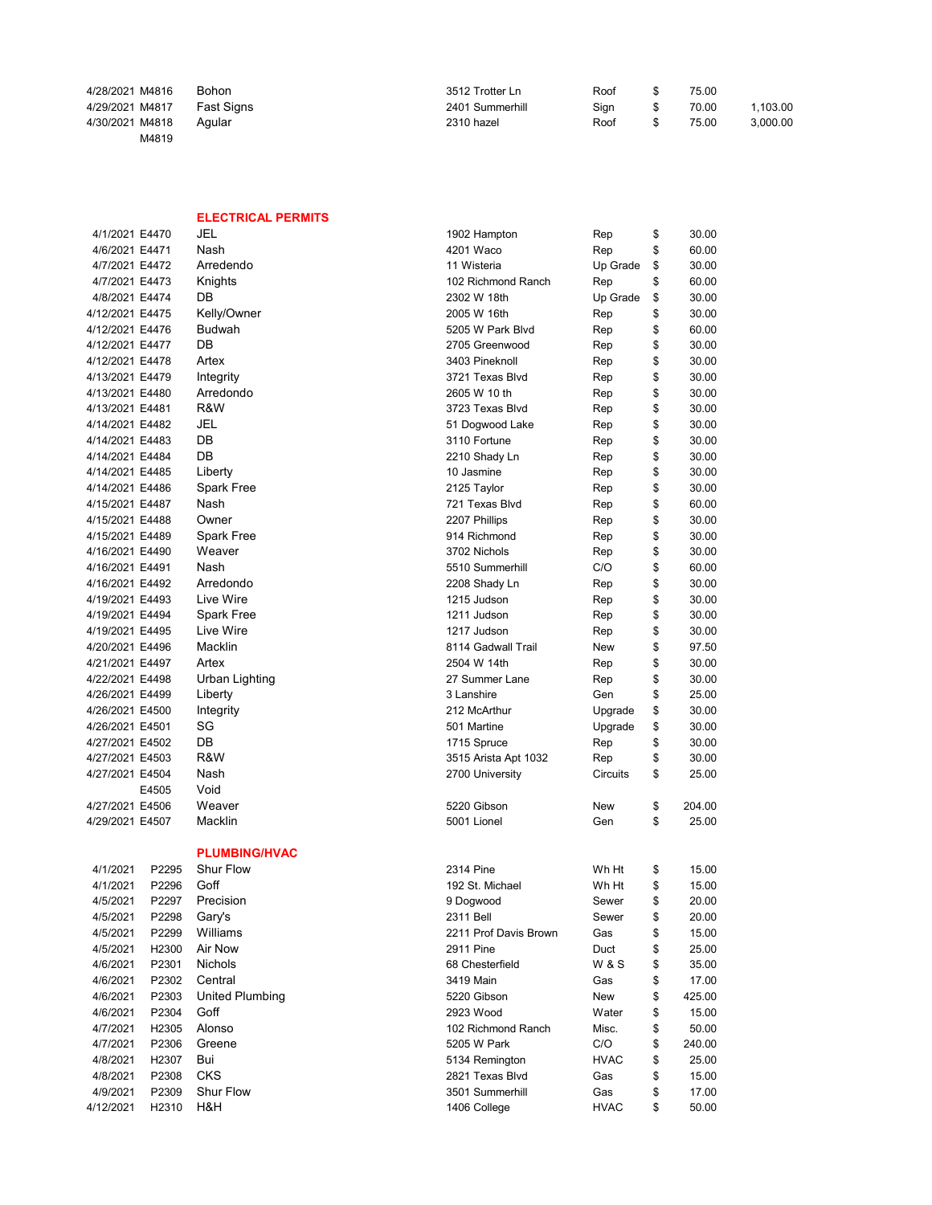| | | | | | | |
|---|---|---|---|---|---|---|
| 4/28/2021 | M4816 | Bohon | 3512 Trotter Ln | Roof | $ 75.00 | |
| 4/29/2021 | M4817 | Fast Signs | 2401 Summerhill | Sign | $ 70.00 | 1,103.00 |
| 4/30/2021 | M4818 | Agular | 2310 hazel | Roof | $ 75.00 | 3,000.00 |
| | M4819 | | | | | |

## ELECTRICAL PERMITS

| | | | | | |
|---|---|---|---|---|---|
| 4/1/2021 | E4470 | JEL | 1902 Hampton | Rep | $ 30.00 |
| 4/6/2021 | E4471 | Nash | 4201 Waco | Rep | $ 60.00 |
| 4/7/2021 | E4472 | Arredendo | 11 Wisteria | Up Grade | $ 30.00 |
| 4/7/2021 | E4473 | Knights | 102 Richmond Ranch | Rep | $ 60.00 |
| 4/8/2021 | E4474 | DB | 2302 W 18th | Up Grade | $ 30.00 |
| 4/12/2021 | E4475 | Kelly/Owner | 2005 W 16th | Rep | $ 30.00 |
| 4/12/2021 | E4476 | Budwah | 5205 W Park Blvd | Rep | $ 60.00 |
| 4/12/2021 | E4477 | DB | 2705 Greenwood | Rep | $ 30.00 |
| 4/12/2021 | E4478 | Artex | 3403 Pineknoll | Rep | $ 30.00 |
| 4/13/2021 | E4479 | Integrity | 3721 Texas Blvd | Rep | $ 30.00 |
| 4/13/2021 | E4480 | Arredondo | 2605 W 10 th | Rep | $ 30.00 |
| 4/13/2021 | E4481 | R&W | 3723 Texas Blvd | Rep | $ 30.00 |
| 4/14/2021 | E4482 | JEL | 51 Dogwood Lake | Rep | $ 30.00 |
| 4/14/2021 | E4483 | DB | 3110 Fortune | Rep | $ 30.00 |
| 4/14/2021 | E4484 | DB | 2210 Shady Ln | Rep | $ 30.00 |
| 4/14/2021 | E4485 | Liberty | 10 Jasmine | Rep | $ 30.00 |
| 4/14/2021 | E4486 | Spark Free | 2125 Taylor | Rep | $ 30.00 |
| 4/15/2021 | E4487 | Nash | 721 Texas Blvd | Rep | $ 60.00 |
| 4/15/2021 | E4488 | Owner | 2207 Phillips | Rep | $ 30.00 |
| 4/15/2021 | E4489 | Spark Free | 914 Richmond | Rep | $ 30.00 |
| 4/16/2021 | E4490 | Weaver | 3702 Nichols | Rep | $ 30.00 |
| 4/16/2021 | E4491 | Nash | 5510 Summerhill | C/O | $ 60.00 |
| 4/16/2021 | E4492 | Arredondo | 2208 Shady Ln | Rep | $ 30.00 |
| 4/19/2021 | E4493 | Live Wire | 1215 Judson | Rep | $ 30.00 |
| 4/19/2021 | E4494 | Spark Free | 1211 Judson | Rep | $ 30.00 |
| 4/19/2021 | E4495 | Live Wire | 1217 Judson | Rep | $ 30.00 |
| 4/20/2021 | E4496 | Macklin | 8114 Gadwall Trail | New | $ 97.50 |
| 4/21/2021 | E4497 | Artex | 2504 W 14th | Rep | $ 30.00 |
| 4/22/2021 | E4498 | Urban Lighting | 27 Summer Lane | Rep | $ 30.00 |
| 4/26/2021 | E4499 | Liberty | 3 Lanshire | Gen | $ 25.00 |
| 4/26/2021 | E4500 | Integrity | 212 McArthur | Upgrade | $ 30.00 |
| 4/26/2021 | E4501 | SG | 501 Martine | Upgrade | $ 30.00 |
| 4/27/2021 | E4502 | DB | 1715 Spruce | Rep | $ 30.00 |
| 4/27/2021 | E4503 | R&W | 3515 Arista Apt 1032 | Rep | $ 30.00 |
| 4/27/2021 | E4504 | Nash | 2700 University | Circuits | $ 25.00 |
| | E4505 | Void | | | |
| 4/27/2021 | E4506 | Weaver | 5220 Gibson | New | $ 204.00 |
| 4/29/2021 | E4507 | Macklin | 5001 Lionel | Gen | $ 25.00 |

## PLUMBING/HVAC

| | | | | | |
|---|---|---|---|---|---|
| 4/1/2021 | P2295 | Shur Flow | 2314 Pine | Wh Ht | $ 15.00 |
| 4/1/2021 | P2296 | Goff | 192 St. Michael | Wh Ht | $ 15.00 |
| 4/5/2021 | P2297 | Precision | 9 Dogwood | Sewer | $ 20.00 |
| 4/5/2021 | P2298 | Gary's | 2311 Bell | Sewer | $ 20.00 |
| 4/5/2021 | P2299 | Williams | 2211 Prof Davis Brown | Gas | $ 15.00 |
| 4/5/2021 | H2300 | Air Now | 2911 Pine | Duct | $ 25.00 |
| 4/6/2021 | P2301 | Nichols | 68 Chesterfield | W & S | $ 35.00 |
| 4/6/2021 | P2302 | Central | 3419 Main | Gas | $ 17.00 |
| 4/6/2021 | P2303 | United Plumbing | 5220 Gibson | New | $ 425.00 |
| 4/6/2021 | P2304 | Goff | 2923 Wood | Water | $ 15.00 |
| 4/7/2021 | H2305 | Alonso | 102 Richmond Ranch | Misc. | $ 50.00 |
| 4/7/2021 | P2306 | Greene | 5205 W Park | C/O | $ 240.00 |
| 4/8/2021 | H2307 | Bui | 5134 Remington | HVAC | $ 25.00 |
| 4/8/2021 | P2308 | CKS | 2821 Texas Blvd | Gas | $ 15.00 |
| 4/9/2021 | P2309 | Shur Flow | 3501 Summerhill | Gas | $ 17.00 |
| 4/12/2021 | H2310 | H&H | 1406 College | HVAC | $ 50.00 |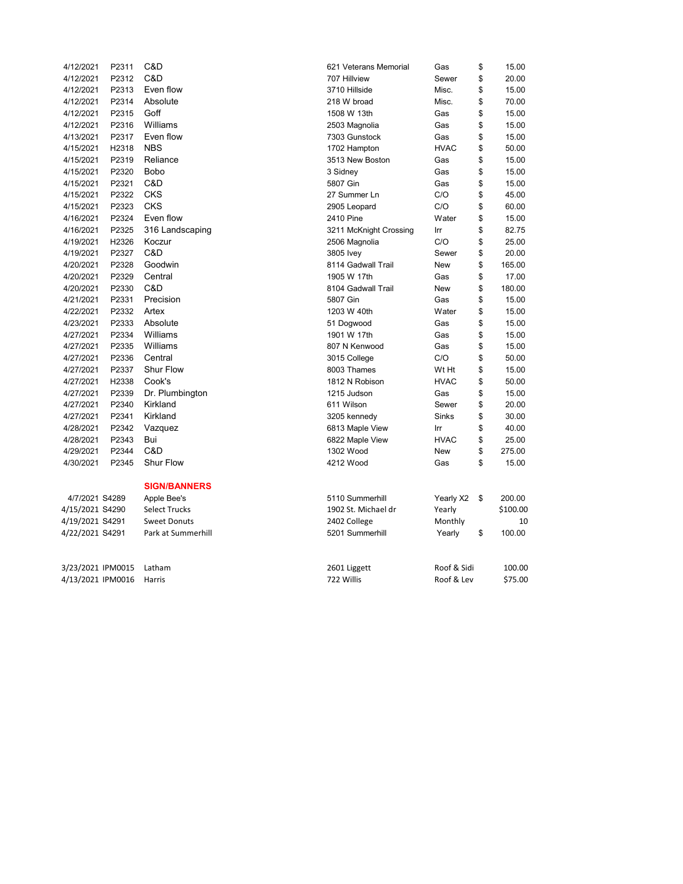| | | | | | | |
|---|---|---|---|---|---|---|
| 4/12/2021 | P2311 | C&D | 621 Veterans Memorial | Gas | $ | 15.00 |
| 4/12/2021 | P2312 | C&D | 707 Hillview | Sewer | $ | 20.00 |
| 4/12/2021 | P2313 | Even flow | 3710 Hillside | Misc. | $ | 15.00 |
| 4/12/2021 | P2314 | Absolute | 218 W broad | Misc. | $ | 70.00 |
| 4/12/2021 | P2315 | Goff | 1508 W 13th | Gas | $ | 15.00 |
| 4/12/2021 | P2316 | Williams | 2503 Magnolia | Gas | $ | 15.00 |
| 4/13/2021 | P2317 | Even flow | 7303 Gunstock | Gas | $ | 15.00 |
| 4/15/2021 | H2318 | NBS | 1702 Hampton | HVAC | $ | 50.00 |
| 4/15/2021 | P2319 | Reliance | 3513 New Boston | Gas | $ | 15.00 |
| 4/15/2021 | P2320 | Bobo | 3 Sidney | Gas | $ | 15.00 |
| 4/15/2021 | P2321 | C&D | 5807 Gin | Gas | $ | 15.00 |
| 4/15/2021 | P2322 | CKS | 27 Summer Ln | C/O | $ | 45.00 |
| 4/15/2021 | P2323 | CKS | 2905 Leopard | C/O | $ | 60.00 |
| 4/16/2021 | P2324 | Even flow | 2410 Pine | Water | $ | 15.00 |
| 4/16/2021 | P2325 | 316 Landscaping | 3211 McKnight Crossing | Irr | $ | 82.75 |
| 4/19/2021 | H2326 | Koczur | 2506 Magnolia | C/O | $ | 25.00 |
| 4/19/2021 | P2327 | C&D | 3805 Ivey | Sewer | $ | 20.00 |
| 4/20/2021 | P2328 | Goodwin | 8114 Gadwall Trail | New | $ | 165.00 |
| 4/20/2021 | P2329 | Central | 1905 W 17th | Gas | $ | 17.00 |
| 4/20/2021 | P2330 | C&D | 8104 Gadwall Trail | New | $ | 180.00 |
| 4/21/2021 | P2331 | Precision | 5807 Gin | Gas | $ | 15.00 |
| 4/22/2021 | P2332 | Artex | 1203 W 40th | Water | $ | 15.00 |
| 4/23/2021 | P2333 | Absolute | 51 Dogwood | Gas | $ | 15.00 |
| 4/27/2021 | P2334 | Williams | 1901 W 17th | Gas | $ | 15.00 |
| 4/27/2021 | P2335 | Williams | 807 N Kenwood | Gas | $ | 15.00 |
| 4/27/2021 | P2336 | Central | 3015 College | C/O | $ | 50.00 |
| 4/27/2021 | P2337 | Shur Flow | 8003 Thames | Wt Ht | $ | 15.00 |
| 4/27/2021 | H2338 | Cook's | 1812 N Robison | HVAC | $ | 50.00 |
| 4/27/2021 | P2339 | Dr. Plumbington | 1215 Judson | Gas | $ | 15.00 |
| 4/27/2021 | P2340 | Kirkland | 611 Wilson | Sewer | $ | 20.00 |
| 4/27/2021 | P2341 | Kirkland | 3205 kennedy | Sinks | $ | 30.00 |
| 4/28/2021 | P2342 | Vazquez | 6813 Maple View | Irr | $ | 40.00 |
| 4/28/2021 | P2343 | Bui | 6822 Maple View | HVAC | $ | 25.00 |
| 4/29/2021 | P2344 | C&D | 1302 Wood | New | $ | 275.00 |
| 4/30/2021 | P2345 | Shur Flow | 4212 Wood | Gas | $ | 15.00 |

**SIGN/BANNERS**

| | | | | | | |
|---|---|---|---|---|---|---|
| 4/7/2021 | S4289 | Apple Bee's | 5110 Summerhill | Yearly X2 | $ | 200.00 |
| 4/15/2021 | S4290 | Select Trucks | 1902 St. Michael dr | Yearly | | $100.00 |
| 4/19/2021 | S4291 | Sweet Donuts | 2402 College | Monthly | | 10 |
| 4/22/2021 | S4291 | Park at Summerhill | 5201 Summerhill | Yearly | $ | 100.00 |

| | | | | | |
|---|---|---|---|---|---|
| 3/23/2021 | IPM0015 | Latham | 2601 Liggett | Roof & Sidi | 100.00 |
| 4/13/2021 | IPM0016 | Harris | 722 Willis | Roof & Lev | $75.00 |